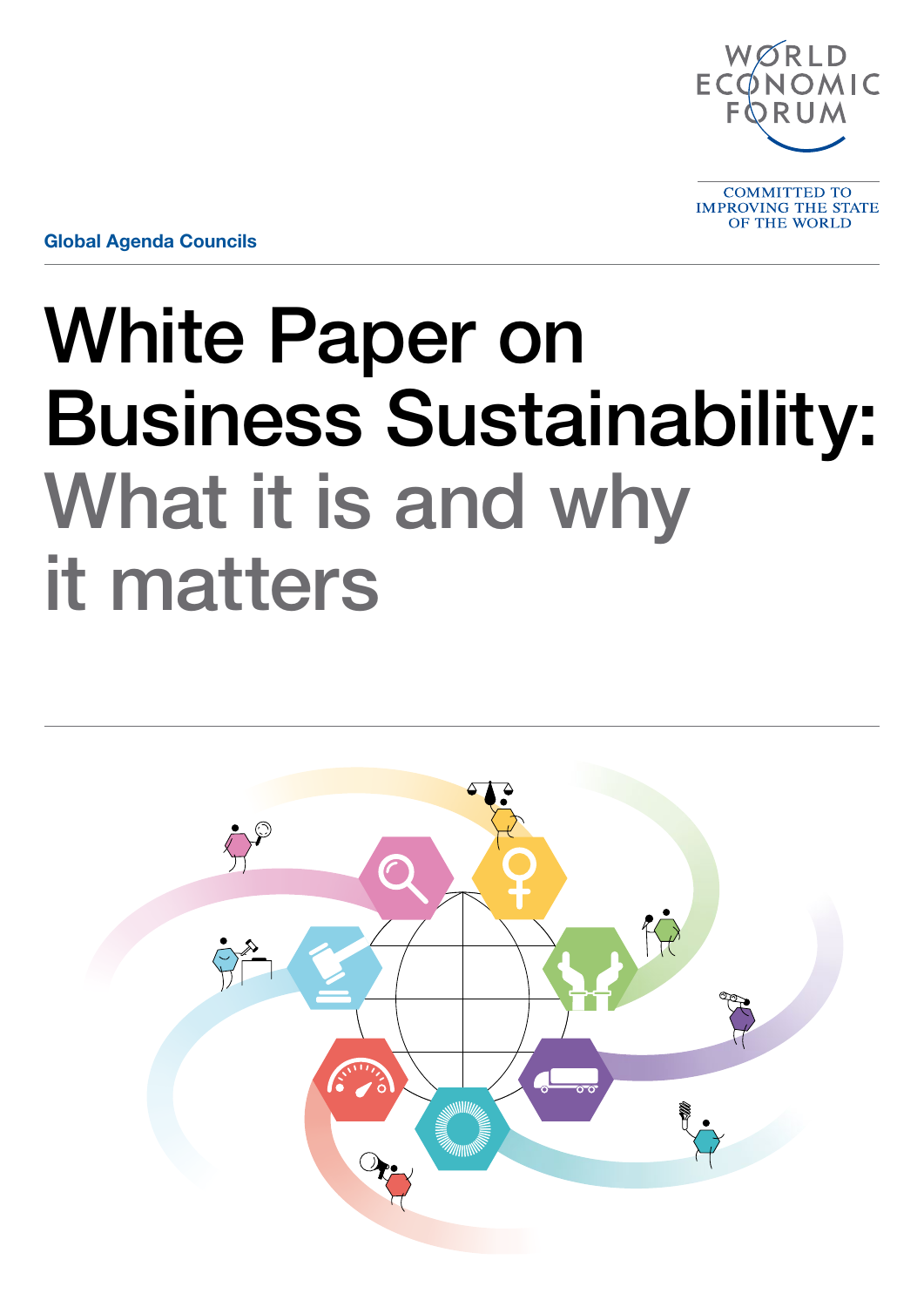World Economic Forum

COMMITTED TO IMPROVING THE STATE OF THE WORLD

Global Agenda Councils

# White Paper on Business Sustainability: What it is and why it matters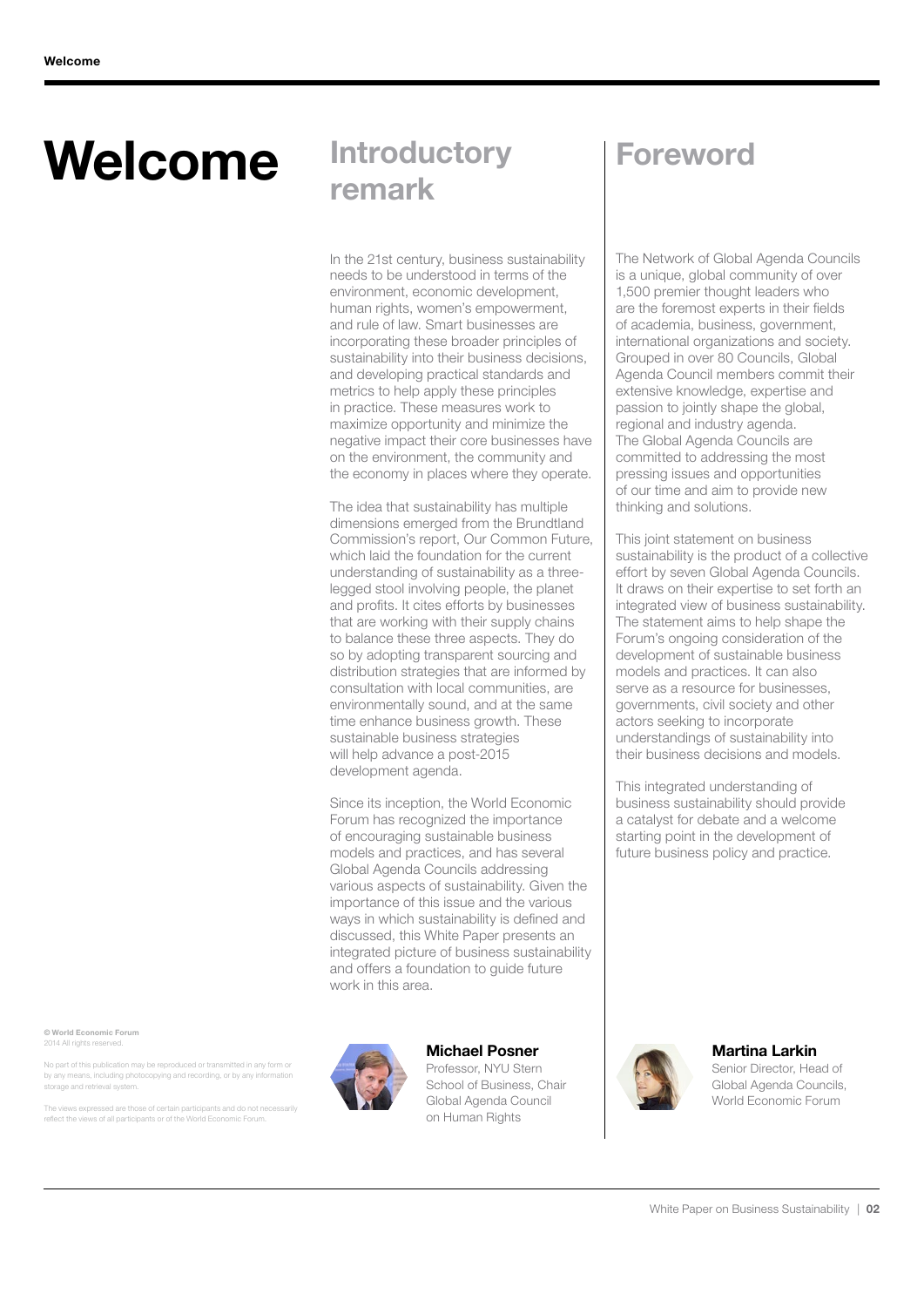# Welcome

## Introductory remark

In the 21st century, business sustainability needs to be understood in terms of the environment, economic development, human rights, women's empowerment, and rule of law. Smart businesses are incorporating these broader principles of sustainability into their business decisions, and developing practical standards and metrics to help apply these principles in practice. These measures work to maximize opportunity and minimize the negative impact their core businesses have on the environment, the community and the economy in places where they operate.

The idea that sustainability has multiple dimensions emerged from the Brundtland Commission's report, Our Common Future, which laid the foundation for the current understanding of sustainability as a three-legged stool involving people, the planet and profits. It cites efforts by businesses that are working with their supply chains to balance these three aspects. They do so by adopting transparent sourcing and distribution strategies that are informed by consultation with local communities, are environmentally sound, and at the same time enhance business growth. These sustainable business strategies will help advance a post-2015 development agenda.

Since its inception, the World Economic Forum has recognized the importance of encouraging sustainable business models and practices, and has several Global Agenda Councils addressing various aspects of sustainability. Given the importance of this issue and the various ways in which sustainability is defined and discussed, this White Paper presents an integrated picture of business sustainability and offers a foundation to guide future work in this area.

**Michael Posner**
Professor, NYU Stern School of Business, Chair Global Agenda Council on Human Rights

## Foreword

The Network of Global Agenda Councils is a unique, global community of over 1,500 premier thought leaders who are the foremost experts in their fields of academia, business, government, international organizations and society. Grouped in over 80 Councils, Global Agenda Council members commit their extensive knowledge, expertise and passion to jointly shape the global, regional and industry agenda. The Global Agenda Councils are committed to addressing the most pressing issues and opportunities of our time and aim to provide new thinking and solutions.

This joint statement on business sustainability is the product of a collective effort by seven Global Agenda Councils. It draws on their expertise to set forth an integrated view of business sustainability. The statement aims to help shape the Forum's ongoing consideration of the development of sustainable business models and practices. It can also serve as a resource for businesses, governments, civil society and other actors seeking to incorporate understandings of sustainability into their business decisions and models.

This integrated understanding of business sustainability should provide a catalyst for debate and a welcome starting point in the development of future business policy and practice.

**Martina Larkin**
Senior Director, Head of Global Agenda Councils, World Economic Forum

**© World Economic Forum**
2014 All rights reserved.

No part of this publication may be reproduced or transmitted in any form or by any means, including photocopying and recording, or by any information storage and retrieval system.

The views expressed are those of certain participants and do not necessarily reflect the views of all participants or of the World Economic Forum.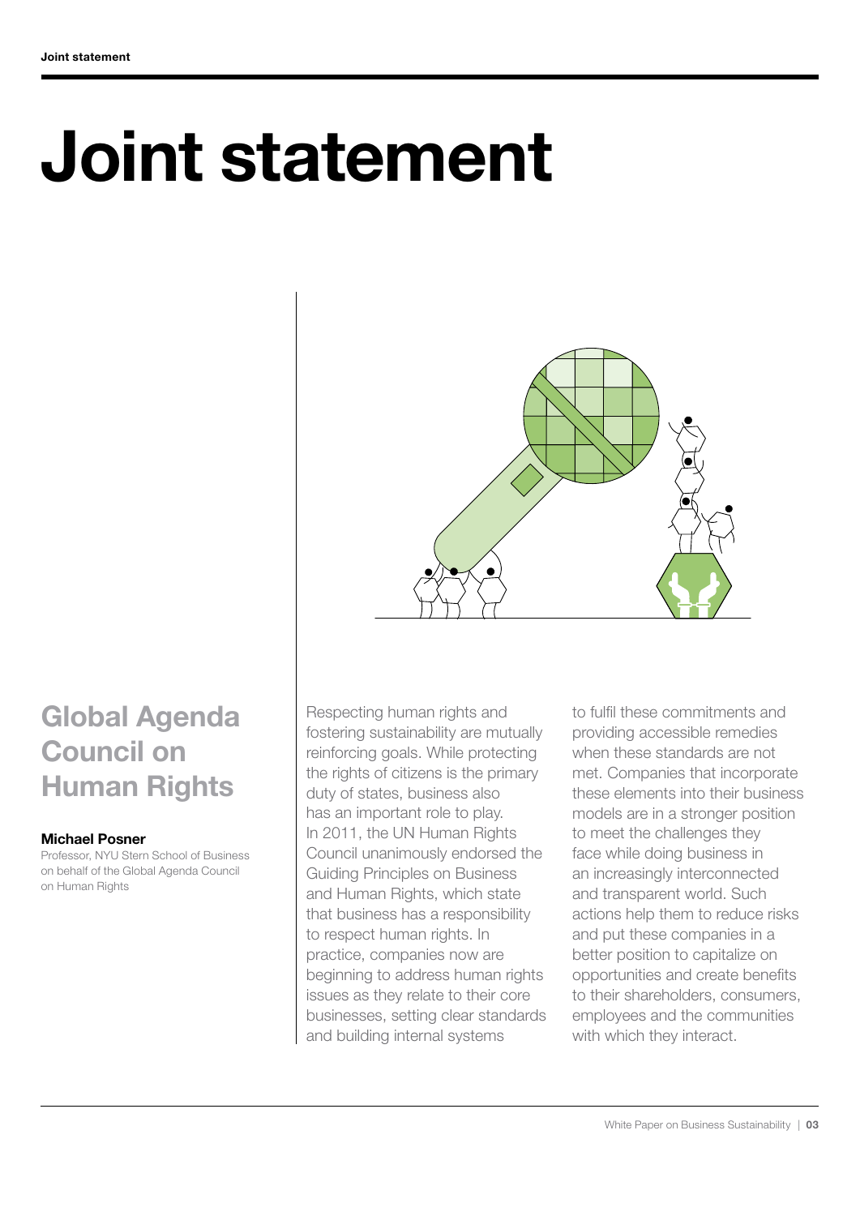# Joint statement

## Global Agenda Council on Human Rights

**Michael Posner**

Professor, NYU Stern School of Business on behalf of the Global Agenda Council on Human Rights

Respecting human rights and fostering sustainability are mutually reinforcing goals. While protecting the rights of citizens is the primary duty of states, business also has an important role to play. In 2011, the UN Human Rights Council unanimously endorsed the Guiding Principles on Business and Human Rights, which state that business has a responsibility to respect human rights. In practice, companies now are beginning to address human rights issues as they relate to their core businesses, setting clear standards and building internal systems to fulfil these commitments and providing accessible remedies when these standards are not met. Companies that incorporate these elements into their business models are in a stronger position to meet the challenges they face while doing business in an increasingly interconnected and transparent world. Such actions help them to reduce risks and put these companies in a better position to capitalize on opportunities and create benefits to their shareholders, consumers, employees and the communities with which they interact.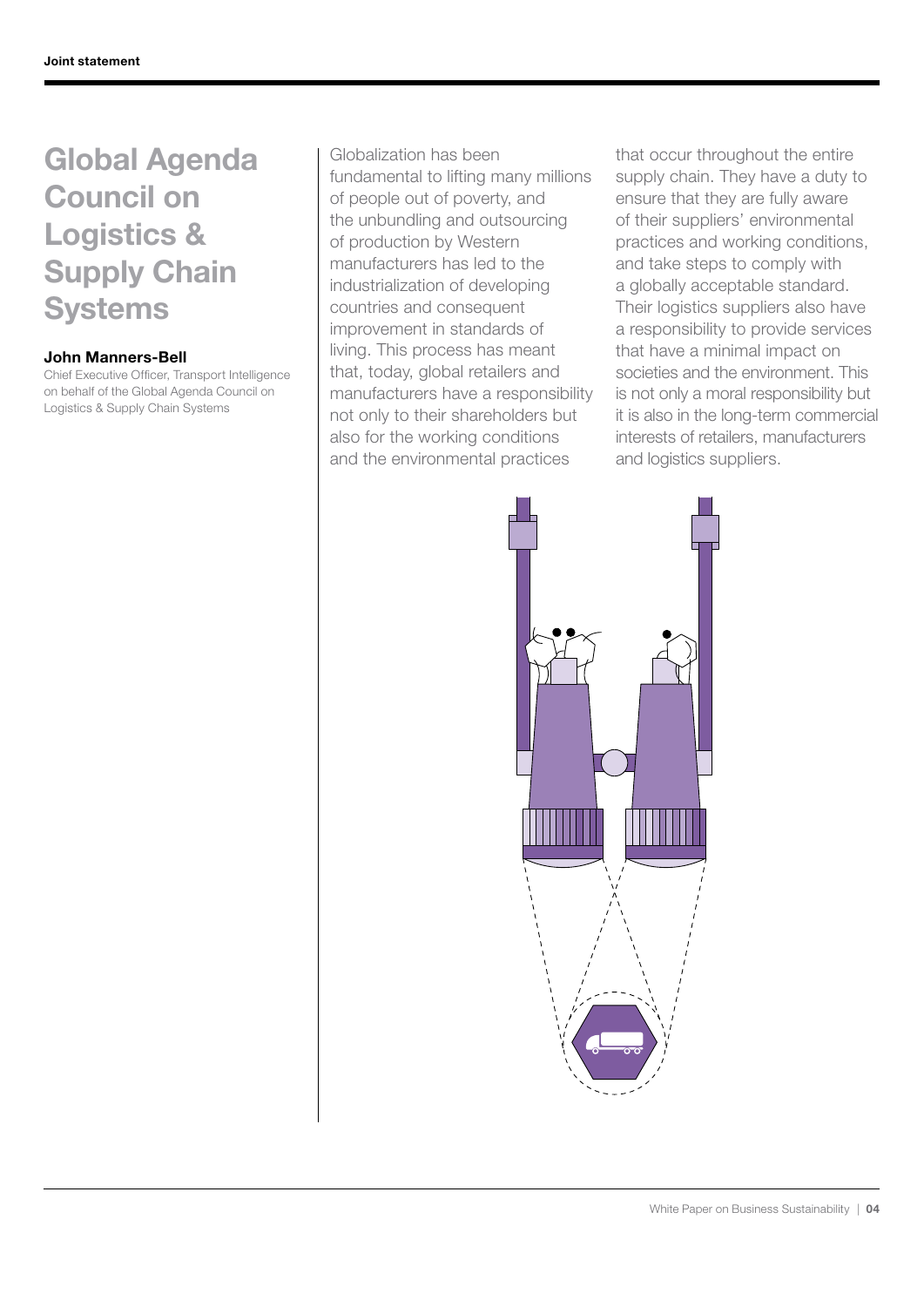# Global Agenda Council on Logistics & Supply Chain Systems

**John Manners-Bell**

Chief Executive Officer, Transport Intelligence on behalf of the Global Agenda Council on Logistics & Supply Chain Systems

Globalization has been fundamental to lifting many millions of people out of poverty, and the unbundling and outsourcing of production by Western manufacturers has led to the industrialization of developing countries and consequent improvement in standards of living. This process has meant that, today, global retailers and manufacturers have a responsibility not only to their shareholders but also for the working conditions and the environmental practices that occur throughout the entire supply chain. They have a duty to ensure that they are fully aware of their suppliers' environmental practices and working conditions, and take steps to comply with a globally acceptable standard. Their logistics suppliers also have a responsibility to provide services that have a minimal impact on societies and the environment. This is not only a moral responsibility but it is also in the long-term commercial interests of retailers, manufacturers and logistics suppliers.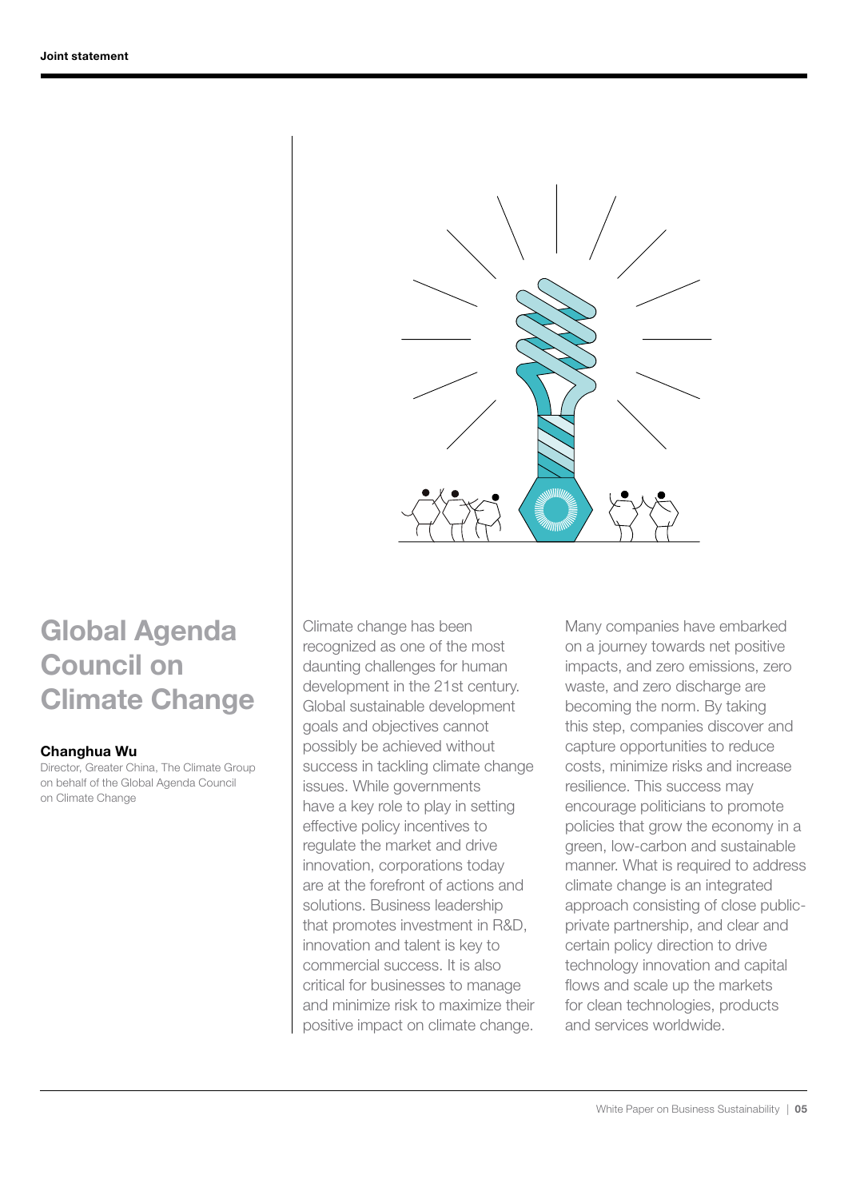# Global Agenda Council on Climate Change

**Changhua Wu**
Director, Greater China, The Climate Group on behalf of the Global Agenda Council on Climate Change

Climate change has been recognized as one of the most daunting challenges for human development in the 21st century. Global sustainable development goals and objectives cannot possibly be achieved without success in tackling climate change issues. While governments have a key role to play in setting effective policy incentives to regulate the market and drive innovation, corporations today are at the forefront of actions and solutions. Business leadership that promotes investment in R&D, innovation and talent is key to commercial success. It is also critical for businesses to manage and minimize risk to maximize their positive impact on climate change.

Many companies have embarked on a journey towards net positive impacts, and zero emissions, zero waste, and zero discharge are becoming the norm. By taking this step, companies discover and capture opportunities to reduce costs, minimize risks and increase resilience. This success may encourage politicians to promote policies that grow the economy in a green, low-carbon and sustainable manner. What is required to address climate change is an integrated approach consisting of close public-private partnership, and clear and certain policy direction to drive technology innovation and capital flows and scale up the markets for clean technologies, products and services worldwide.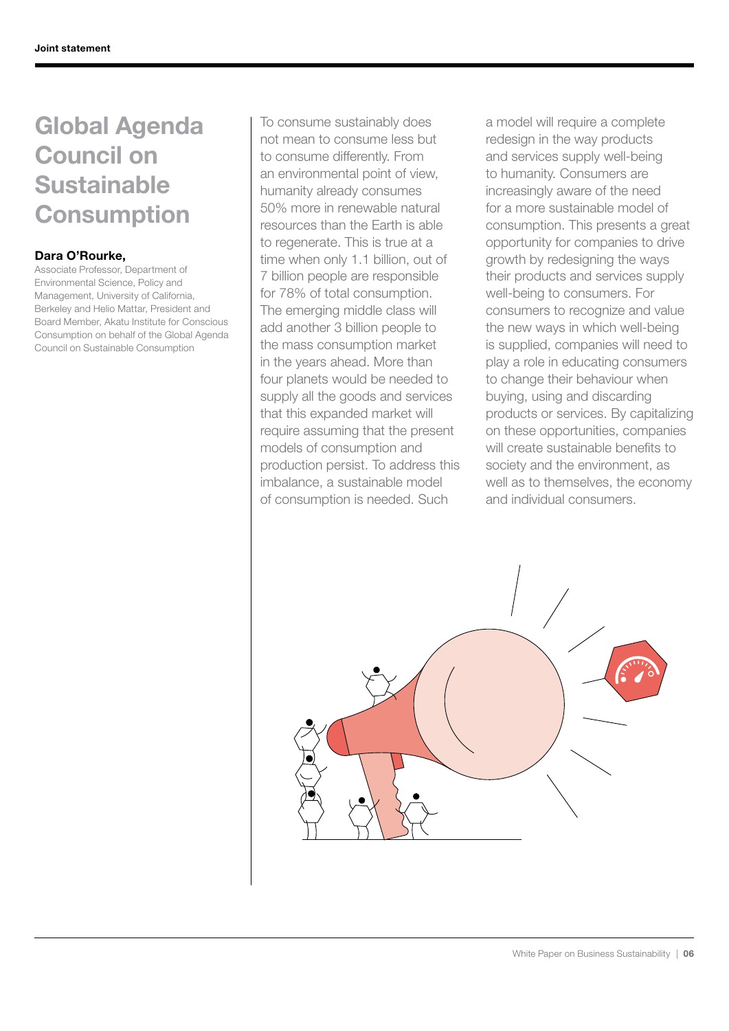# Global Agenda Council on Sustainable Consumption

**Dara O'Rourke,**
Associate Professor, Department of Environmental Science, Policy and Management, University of California, Berkeley and Helio Mattar, President and Board Member, Akatu Institute for Conscious Consumption on behalf of the Global Agenda Council on Sustainable Consumption

To consume sustainably does not mean to consume less but to consume differently. From an environmental point of view, humanity already consumes 50% more in renewable natural resources than the Earth is able to regenerate. This is true at a time when only 1.1 billion, out of 7 billion people are responsible for 78% of total consumption. The emerging middle class will add another 3 billion people to the mass consumption market in the years ahead. More than four planets would be needed to supply all the goods and services that this expanded market will require assuming that the present models of consumption and production persist. To address this imbalance, a sustainable model of consumption is needed. Such a model will require a complete redesign in the way products and services supply well-being to humanity. Consumers are increasingly aware of the need for a more sustainable model of consumption. This presents a great opportunity for companies to drive growth by redesigning the ways their products and services supply well-being to consumers. For consumers to recognize and value the new ways in which well-being is supplied, companies will need to play a role in educating consumers to change their behaviour when buying, using and discarding products or services. By capitalizing on these opportunities, companies will create sustainable benefits to society and the environment, as well as to themselves, the economy and individual consumers.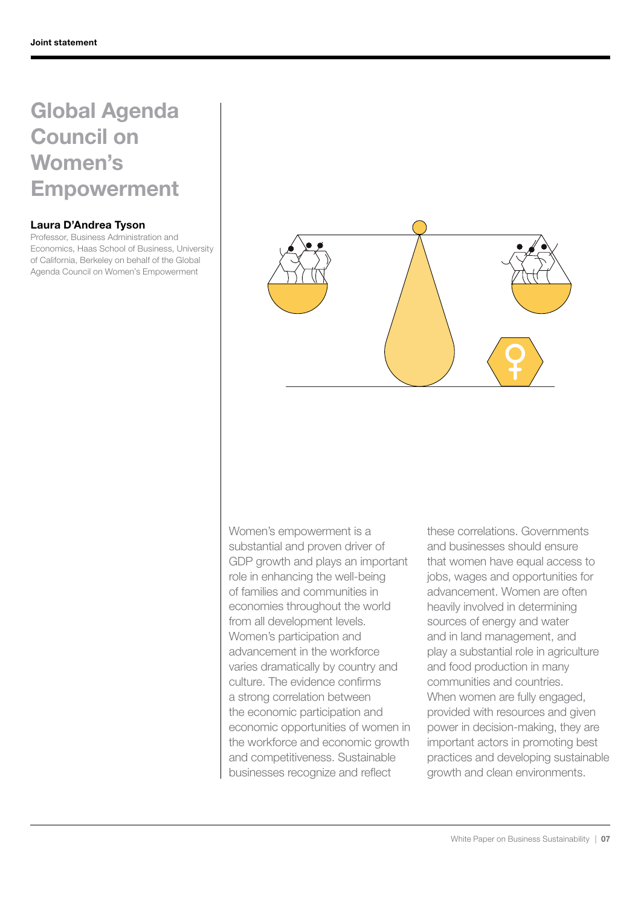# Global Agenda Council on Women's Empowerment

**Laura D'Andrea Tyson**

Professor, Business Administration and Economics, Haas School of Business, University of California, Berkeley on behalf of the Global Agenda Council on Women's Empowerment

Women's empowerment is a substantial and proven driver of GDP growth and plays an important role in enhancing the well-being of families and communities in economies throughout the world from all development levels. Women's participation and advancement in the workforce varies dramatically by country and culture. The evidence confirms a strong correlation between the economic participation and economic opportunities of women in the workforce and economic growth and competitiveness. Sustainable businesses recognize and reflect these correlations. Governments and businesses should ensure that women have equal access to jobs, wages and opportunities for advancement. Women are often heavily involved in determining sources of energy and water and in land management, and play a substantial role in agriculture and food production in many communities and countries. When women are fully engaged, provided with resources and given power in decision-making, they are important actors in promoting best practices and developing sustainable growth and clean environments.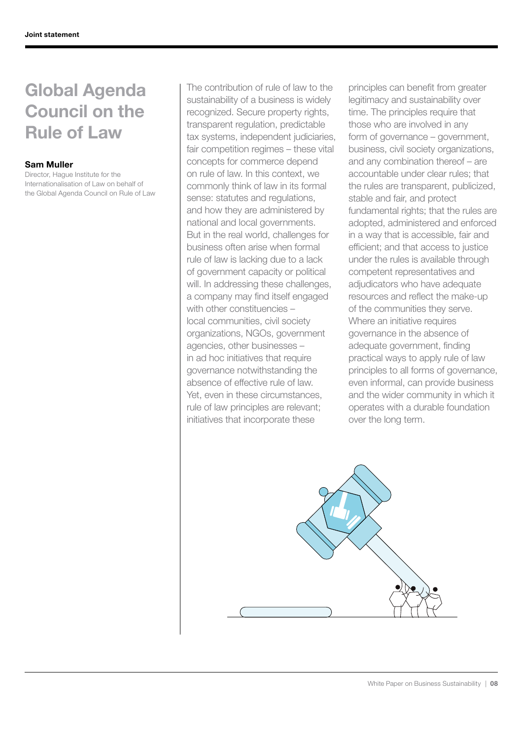# Global Agenda Council on the Rule of Law

**Sam Muller**
Director, Hague Institute for the Internationalisation of Law on behalf of the Global Agenda Council on Rule of Law

The contribution of rule of law to the sustainability of a business is widely recognized. Secure property rights, transparent regulation, predictable tax systems, independent judiciaries, fair competition regimes – these vital concepts for commerce depend on rule of law. In this context, we commonly think of law in its formal sense: statutes and regulations, and how they are administered by national and local governments. But in the real world, challenges for business often arise when formal rule of law is lacking due to a lack of government capacity or political will. In addressing these challenges, a company may find itself engaged with other constituencies – local communities, civil society organizations, NGOs, government agencies, other businesses – in ad hoc initiatives that require governance notwithstanding the absence of effective rule of law. Yet, even in these circumstances, rule of law principles are relevant; initiatives that incorporate these principles can benefit from greater legitimacy and sustainability over time. The principles require that those who are involved in any form of governance – government, business, civil society organizations, and any combination thereof – are accountable under clear rules; that the rules are transparent, publicized, stable and fair, and protect fundamental rights; that the rules are adopted, administered and enforced in a way that is accessible, fair and efficient; and that access to justice under the rules is available through competent representatives and adjudicators who have adequate resources and reflect the make-up of the communities they serve. Where an initiative requires governance in the absence of adequate government, finding practical ways to apply rule of law principles to all forms of governance, even informal, can provide business and the wider community in which it operates with a durable foundation over the long term.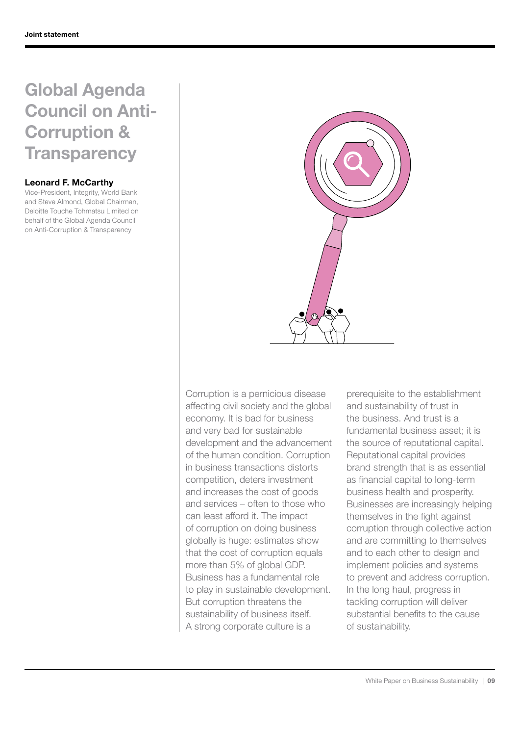# Global Agenda Council on Anti-Corruption & Transparency

**Leonard F. McCarthy**

Vice-President, Integrity, World Bank and Steve Almond, Global Chairman, Deloitte Touche Tohmatsu Limited on behalf of the Global Agenda Council on Anti-Corruption & Transparency

Corruption is a pernicious disease affecting civil society and the global economy. It is bad for business and very bad for sustainable development and the advancement of the human condition. Corruption in business transactions distorts competition, deters investment and increases the cost of goods and services – often to those who can least afford it. The impact of corruption on doing business globally is huge: estimates show that the cost of corruption equals more than 5% of global GDP. Business has a fundamental role to play in sustainable development. But corruption threatens the sustainability of business itself. A strong corporate culture is a prerequisite to the establishment and sustainability of trust in the business. And trust is a fundamental business asset; it is the source of reputational capital. Reputational capital provides brand strength that is as essential as financial capital to long-term business health and prosperity. Businesses are increasingly helping themselves in the fight against corruption through collective action and are committing to themselves and to each other to design and implement policies and systems to prevent and address corruption. In the long haul, progress in tackling corruption will deliver substantial benefits to the cause of sustainability.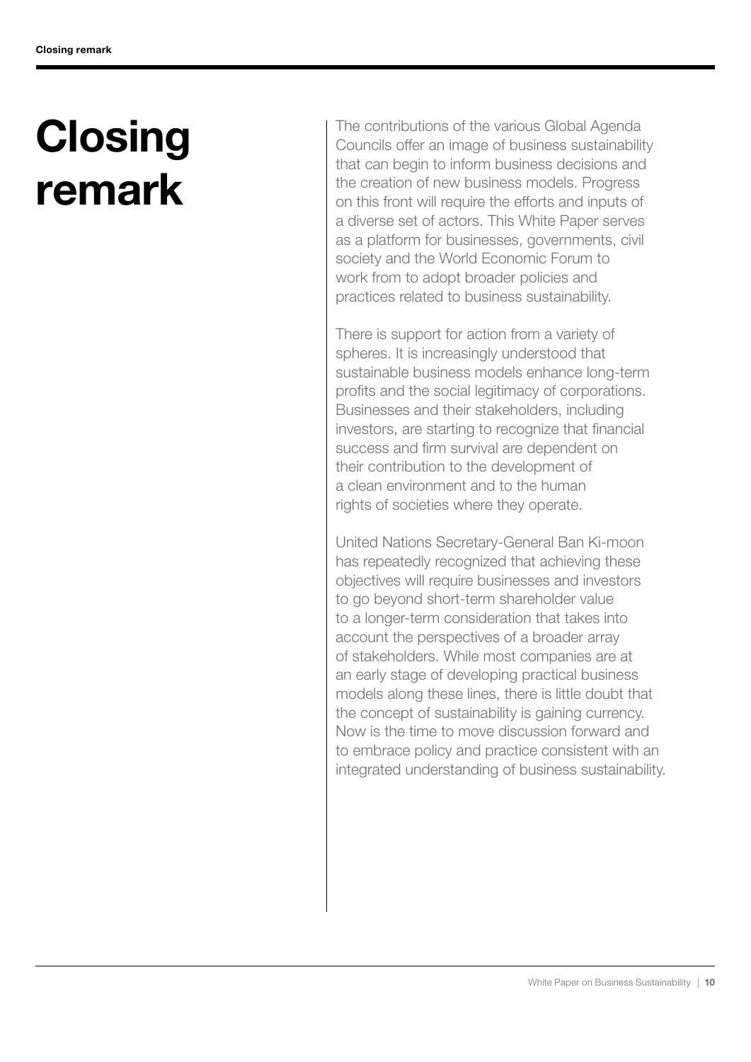# Closing remark

The contributions of the various Global Agenda Councils offer an image of business sustainability that can begin to inform business decisions and the creation of new business models. Progress on this front will require the efforts and inputs of a diverse set of actors. This White Paper serves as a platform for businesses, governments, civil society and the World Economic Forum to work from to adopt broader policies and practices related to business sustainability.

There is support for action from a variety of spheres. It is increasingly understood that sustainable business models enhance long-term profits and the social legitimacy of corporations. Businesses and their stakeholders, including investors, are starting to recognize that financial success and firm survival are dependent on their contribution to the development of a clean environment and to the human rights of societies where they operate.

United Nations Secretary-General Ban Ki-moon has repeatedly recognized that achieving these objectives will require businesses and investors to go beyond short-term shareholder value to a longer-term consideration that takes into account the perspectives of a broader array of stakeholders. While most companies are at an early stage of developing practical business models along these lines, there is little doubt that the concept of sustainability is gaining currency. Now is the time to move discussion forward and to embrace policy and practice consistent with an integrated understanding of business sustainability.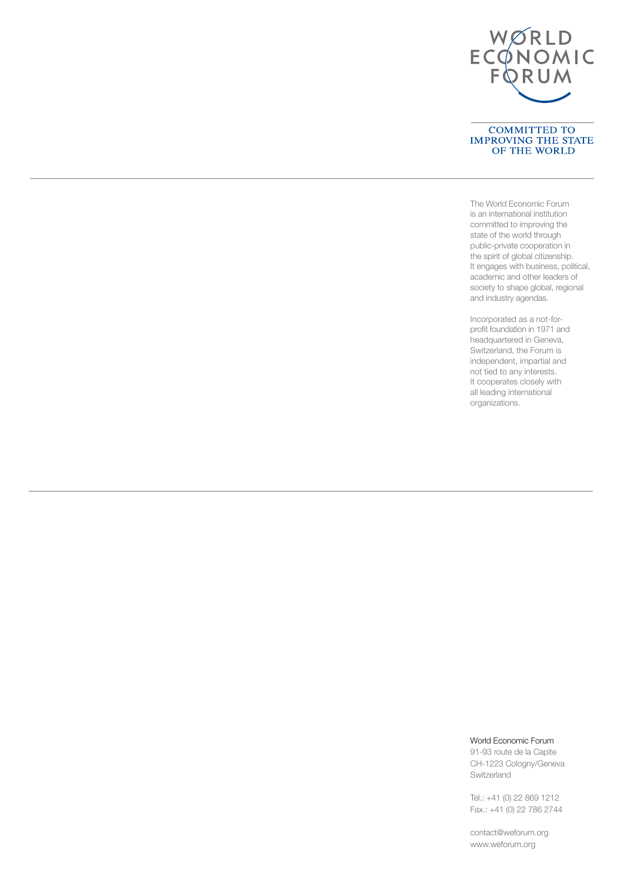WORLD ECONOMIC FORUM

COMMITTED TO IMPROVING THE STATE OF THE WORLD

The World Economic Forum is an international institution committed to improving the state of the world through public-private cooperation in the spirit of global citizenship. It engages with business, political, academic and other leaders of society to shape global, regional and industry agendas.

Incorporated as a not-for-profit foundation in 1971 and headquartered in Geneva, Switzerland, the Forum is independent, impartial and not tied to any interests. It cooperates closely with all leading international organizations.

World Economic Forum
91-93 route de la Capite
CH-1223 Cologny/Geneva
Switzerland

Tel.: +41 (0) 22 869 1212
Fax.: +41 (0) 22 786 2744

contact@weforum.org
www.weforum.org